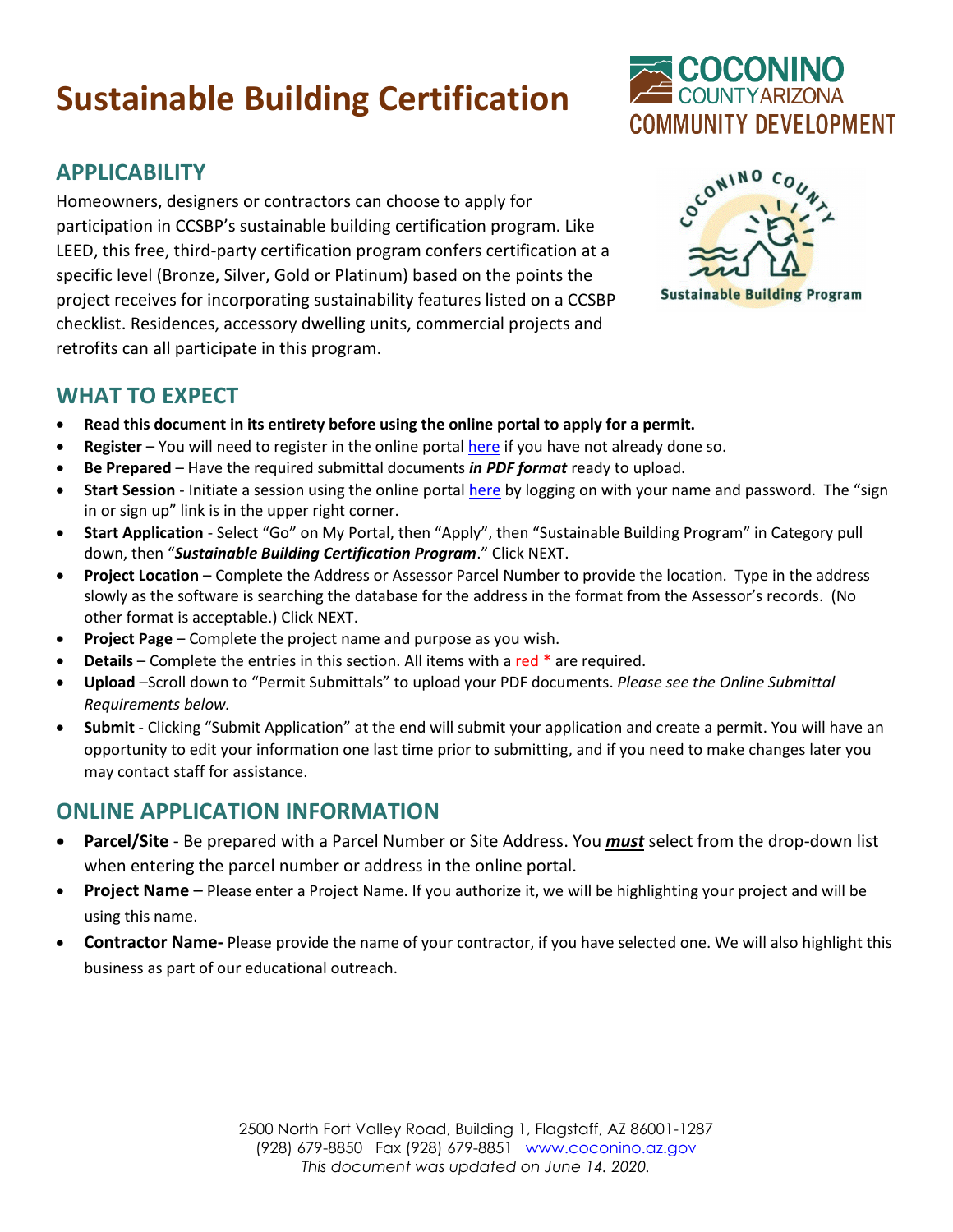# Sustainable Building Certification

## APPLICABILITY

Homeowners, designers or contractors can choose to apply for participation in CCSBP's sustainable building certification program. Like LEED, this free, third-party certification program confers certification at a specific level (Bronze, Silver, Gold or Platinum) based on the points the project receives for incorporating sustainability features listed on a CCSBP checklist. Residences, accessory dwelling units, commercial projects and retrofits can all participate in this program.

## WHAT TO EXPECT

- **Read this document in its entirety before using the online portal to apply for a permit.**
- **Register** – You will need to register in the online portal here if you have not already done so.
- **Be Prepared** – Have the required submittal documents ***in PDF format*** ready to upload.
- **Start Session** - Initiate a session using the online portal here by logging on with your name and password. The "sign in or sign up" link is in the upper right corner.
- **Start Application** - Select "Go" on My Portal, then "Apply", then "Sustainable Building Program" in Category pull down, then "***Sustainable Building Certification Program***." Click NEXT.
- **Project Location** – Complete the Address or Assessor Parcel Number to provide the location. Type in the address slowly as the software is searching the database for the address in the format from the Assessor's records. (No other format is acceptable.) Click NEXT.
- **Project Page** – Complete the project name and purpose as you wish.
- **Details** – Complete the entries in this section. All items with a red * are required.
- **Upload** –Scroll down to "Permit Submittals" to upload your PDF documents. *Please see the Online Submittal Requirements below.*
- **Submit** - Clicking "Submit Application" at the end will submit your application and create a permit. You will have an opportunity to edit your information one last time prior to submitting, and if you need to make changes later you may contact staff for assistance.

## ONLINE APPLICATION INFORMATION

- **Parcel/Site** - Be prepared with a Parcel Number or Site Address. You ***must*** select from the drop-down list when entering the parcel number or address in the online portal.
- **Project Name** – Please enter a Project Name. If you authorize it, we will be highlighting your project and will be using this name.
- **Contractor Name-** Please provide the name of your contractor, if you have selected one. We will also highlight this business as part of our educational outreach.

2500 North Fort Valley Road, Building 1, Flagstaff, AZ 86001-1287
(928) 679-8850 Fax (928) 679-8851 www.coconino.az.gov
*This document was updated on June 14. 2020.*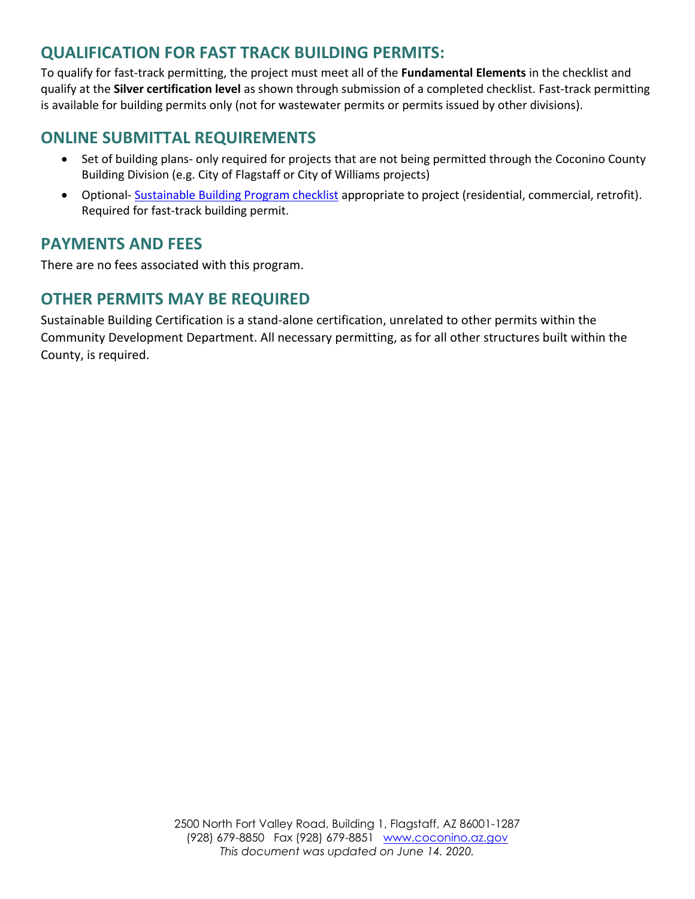## QUALIFICATION FOR FAST TRACK BUILDING PERMITS:

To qualify for fast-track permitting, the project must meet all of the **Fundamental Elements** in the checklist and qualify at the **Silver certification level** as shown through submission of a completed checklist. Fast-track permitting is available for building permits only (not for wastewater permits or permits issued by other divisions).

## ONLINE SUBMITTAL REQUIREMENTS

- Set of building plans- only required for projects that are not being permitted through the Coconino County Building Division (e.g. City of Flagstaff or City of Williams projects)
- Optional- Sustainable Building Program checklist appropriate to project (residential, commercial, retrofit). Required for fast-track building permit.

## PAYMENTS AND FEES

There are no fees associated with this program.

## OTHER PERMITS MAY BE REQUIRED

Sustainable Building Certification is a stand-alone certification, unrelated to other permits within the Community Development Department. All necessary permitting, as for all other structures built within the County, is required.

2500 North Fort Valley Road, Building 1, Flagstaff, AZ 86001-1287
(928) 679-8850 Fax (928) 679-8851 www.coconino.az.gov
*This document was updated on June 14. 2020.*